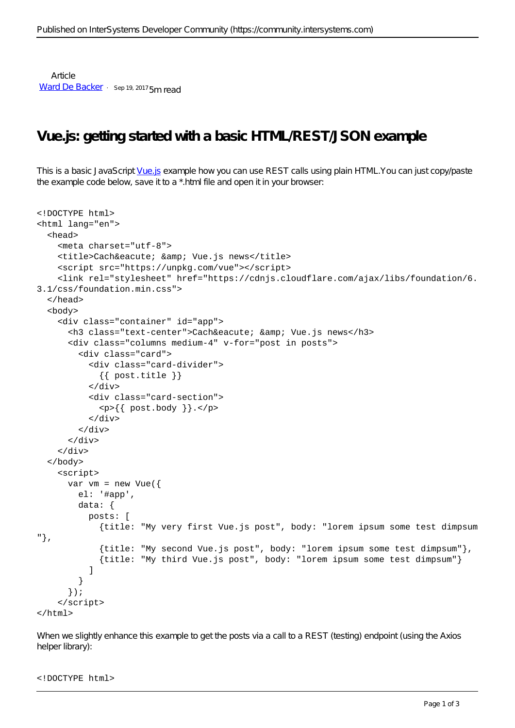Article
[Ward De Backer](#) · Sep 19, 2017 5m read

# Vue.js: getting started with a basic HTML/REST/JSON example

This is a basic JavaScript [Vue.js](#) example how you can use REST calls using plain HTML.You can just copy/paste the example code below, save it to a *.html file and open it in your browser:

```
<!DOCTYPE html>
<html lang="en">
  <head>
    <meta charset="utf-8">
    <title>Cach&eacute; &amp; Vue.js news</title>
    <script src="https://unpkg.com/vue"></script>
    <link rel="stylesheet" href="https://cdnjs.cloudflare.com/ajax/libs/foundation/6.
3.1/css/foundation.min.css">
  </head>
  <body>
    <div class="container" id="app">
      <h3 class="text-center">Cach&eacute; &amp; Vue.js news</h3>
      <div class="columns medium-4" v-for="post in posts">
        <div class="card">
          <div class="card-divider">
            {{ post.title }}
          </div>
          <div class="card-section">
            <p>{{ post.body }}.</p>
          </div>
        </div>
      </div>
    </div>
  </body>
    <script>
      var vm = new Vue({
        el: '#app',
        data: {
          posts: [
            {title: "My very first Vue.js post", body: "lorem ipsum some test dimpsum
"},
            {title: "My second Vue.js post", body: "lorem ipsum some test dimpsum"},
            {title: "My third Vue.js post", body: "lorem ipsum some test dimpsum"}
          ]
        }
      });
    </script>
</html>
```

When we slightly enhance this example to get the posts via a call to a REST (testing) endpoint (using the Axios helper library):

```
<!DOCTYPE html>
```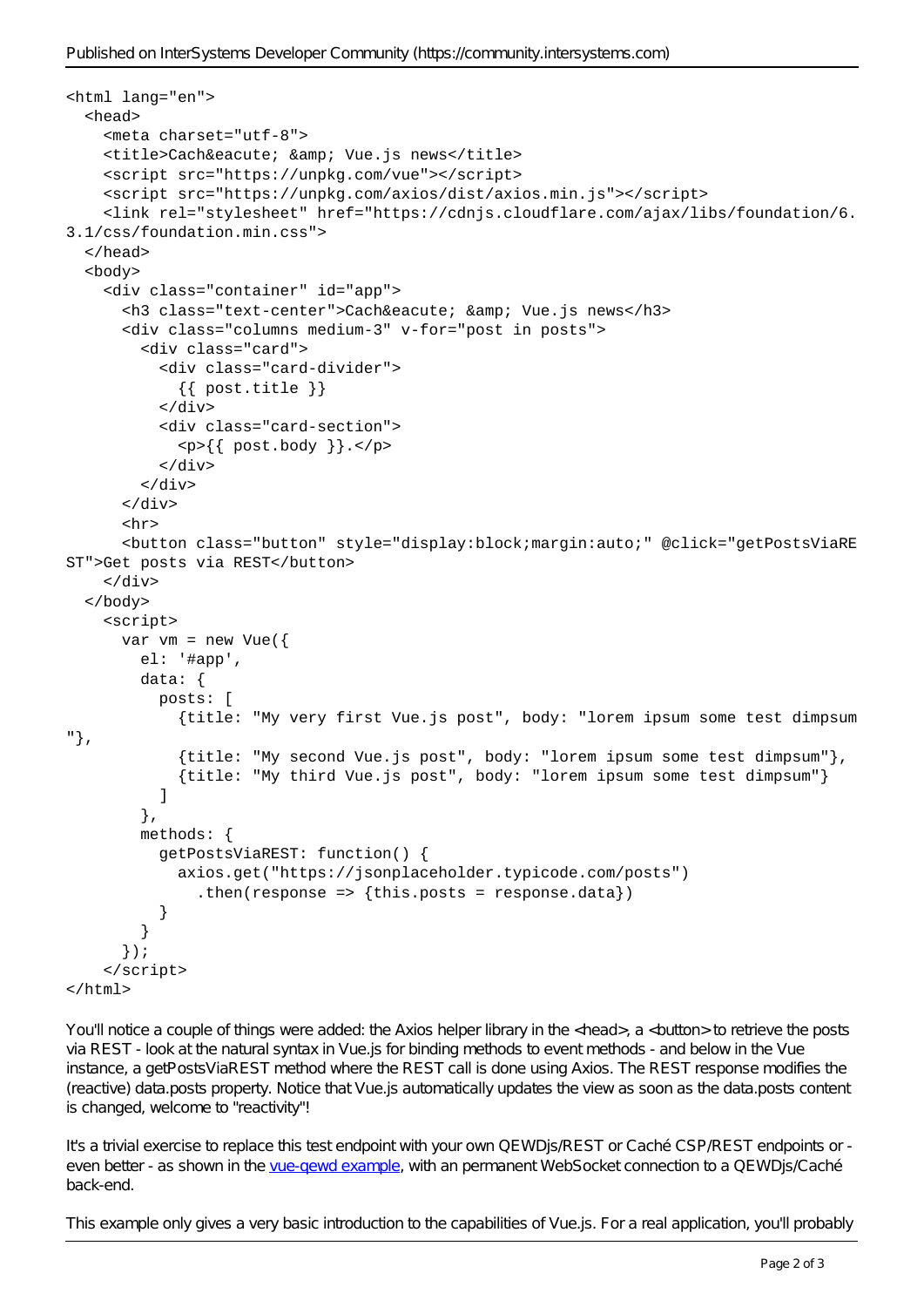```
<html lang="en">
  <head>
    <meta charset="utf-8">
    <title>Cach&eacute; &amp; Vue.js news</title>
    <script src="https://unpkg.com/vue"></script>
    <script src="https://unpkg.com/axios/dist/axios.min.js"></script>
    <link rel="stylesheet" href="https://cdnjs.cloudflare.com/ajax/libs/foundation/6.3.1/css/foundation.min.css">
  </head>
  <body>
    <div class="container" id="app">
      <h3 class="text-center">Cach&eacute; &amp; Vue.js news</h3>
      <div class="columns medium-3" v-for="post in posts">
        <div class="card">
          <div class="card-divider">
            {{ post.title }}
          </div>
          <div class="card-section">
            <p>{{ post.body }}.</p>
          </div>
        </div>
      </div>
      <hr>
      <button class="button" style="display:block;margin:auto;" @click="getPostsViaREST">Get posts via REST</button>
    </div>
  </body>
    <script>
      var vm = new Vue({
        el: '#app',
        data: {
          posts: [
            {title: "My very first Vue.js post", body: "lorem ipsum some test dimpsum"},
            {title: "My second Vue.js post", body: "lorem ipsum some test dimpsum"},
            {title: "My third Vue.js post", body: "lorem ipsum some test dimpsum"}
          ]
        },
        methods: {
          getPostsViaREST: function() {
            axios.get("https://jsonplaceholder.typicode.com/posts")
              .then(response => {this.posts = response.data})
          }
        }
      });
    </script>
</html>
```

You'll notice a couple of things were added: the Axios helper library in the <head>, a <button> to retrieve the posts via REST - look at the natural syntax in Vue.js for binding methods to event methods - and below in the Vue instance, a getPostsViaREST method where the REST call is done using Axios. The REST response modifies the (reactive) data.posts property. Notice that Vue.js automatically updates the view as soon as the data.posts content is changed, welcome to "reactivity"!

It's a trivial exercise to replace this test endpoint with your own QEWDjs/REST or Caché CSP/REST endpoints or - even better - as shown in the [vue-qewd example](vue-qewd example), with an permanent WebSocket connection to a QEWDjs/Caché back-end.

This example only gives a very basic introduction to the capabilities of Vue.js. For a real application, you'll probably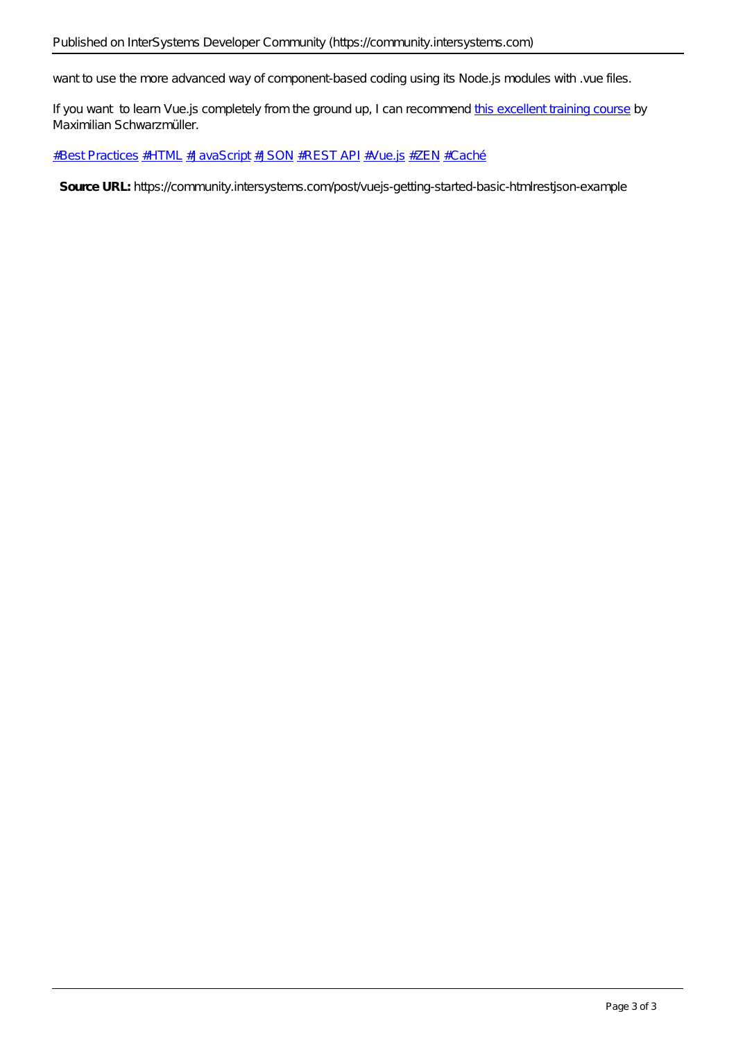want to use the more advanced way of component-based coding using its Node.js modules with .vue files.

If you want to learn Vue.js completely from the ground up, I can recommend this excellent training course by Maximilian Schwarzmüller.

#Best Practices #HTML #JavaScript #JSON #REST API #Vue.js #ZEN #Caché

**Source URL:** https://community.intersystems.com/post/vuejs-getting-started-basic-htmlrestjson-example